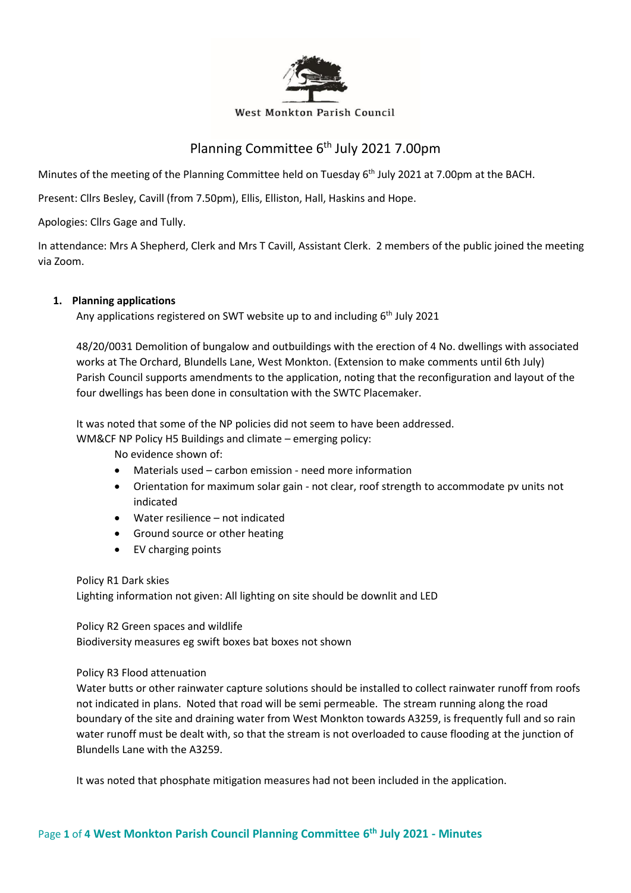West Monkton Parish Council

# Planning Committee 6th July 2021 7.00pm

Minutes of the meeting of the Planning Committee held on Tuesday 6th July 2021 at 7.00pm at the BACH.

Present: Cllrs Besley, Cavill (from 7.50pm), Ellis, Elliston, Hall, Haskins and Hope.

Apologies: Cllrs Gage and Tully.

In attendance: Mrs A Shepherd, Clerk and Mrs T Cavill, Assistant Clerk. 2 members of the public joined the meeting via Zoom.

1. **Planning applications**

   Any applications registered on SWT website up to and including 6th July 2021

   48/20/0031 Demolition of bungalow and outbuildings with the erection of 4 No. dwellings with associated works at The Orchard, Blundells Lane, West Monkton. (Extension to make comments until 6th July)
   Parish Council supports amendments to the application, noting that the reconfiguration and layout of the four dwellings has been done in consultation with the SWTC Placemaker.

   It was noted that some of the NP policies did not seem to have been addressed.
   WM&CF NP Policy H5 Buildings and climate – emerging policy:

   No evidence shown of:

   - Materials used – carbon emission - need more information
   - Orientation for maximum solar gain - not clear, roof strength to accommodate pv units not indicated
   - Water resilience – not indicated
   - Ground source or other heating
   - EV charging points

   Policy R1 Dark skies
   Lighting information not given: All lighting on site should be downlit and LED

   Policy R2 Green spaces and wildlife
   Biodiversity measures eg swift boxes bat boxes not shown

   Policy R3 Flood attenuation
   Water butts or other rainwater capture solutions should be installed to collect rainwater runoff from roofs not indicated in plans. Noted that road will be semi permeable. The stream running along the road boundary of the site and draining water from West Monkton towards A3259, is frequently full and so rain water runoff must be dealt with, so that the stream is not overloaded to cause flooding at the junction of Blundells Lane with the A3259.

   It was noted that phosphate mitigation measures had not been included in the application.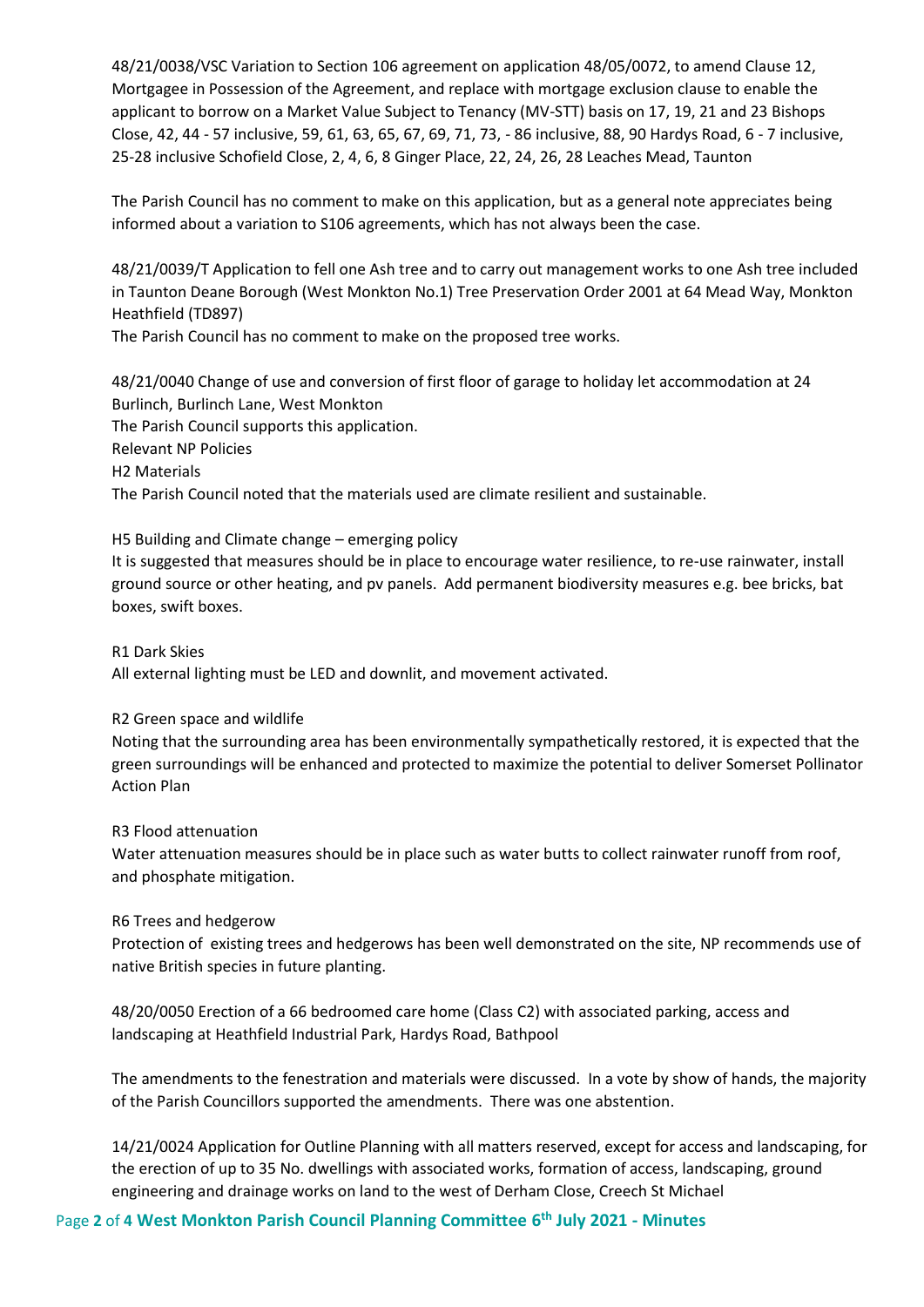48/21/0038/VSC Variation to Section 106 agreement on application 48/05/0072, to amend Clause 12, Mortgagee in Possession of the Agreement, and replace with mortgage exclusion clause to enable the applicant to borrow on a Market Value Subject to Tenancy (MV-STT) basis on 17, 19, 21 and 23 Bishops Close, 42, 44 - 57 inclusive, 59, 61, 63, 65, 67, 69, 71, 73, - 86 inclusive, 88, 90 Hardys Road, 6 - 7 inclusive, 25-28 inclusive Schofield Close, 2, 4, 6, 8 Ginger Place, 22, 24, 26, 28 Leaches Mead, Taunton

The Parish Council has no comment to make on this application, but as a general note appreciates being informed about a variation to S106 agreements, which has not always been the case.

48/21/0039/T Application to fell one Ash tree and to carry out management works to one Ash tree included in Taunton Deane Borough (West Monkton No.1) Tree Preservation Order 2001 at 64 Mead Way, Monkton Heathfield (TD897)
The Parish Council has no comment to make on the proposed tree works.

48/21/0040 Change of use and conversion of first floor of garage to holiday let accommodation at 24 Burlinch, Burlinch Lane, West Monkton
The Parish Council supports this application.
Relevant NP Policies
H2 Materials
The Parish Council noted that the materials used are climate resilient and sustainable.

H5 Building and Climate change – emerging policy
It is suggested that measures should be in place to encourage water resilience, to re-use rainwater, install ground source or other heating, and pv panels. Add permanent biodiversity measures e.g. bee bricks, bat boxes, swift boxes.

R1 Dark Skies
All external lighting must be LED and downlit, and movement activated.

R2 Green space and wildlife
Noting that the surrounding area has been environmentally sympathetically restored, it is expected that the green surroundings will be enhanced and protected to maximize the potential to deliver Somerset Pollinator Action Plan

R3 Flood attenuation
Water attenuation measures should be in place such as water butts to collect rainwater runoff from roof, and phosphate mitigation.

R6 Trees and hedgerow
Protection of existing trees and hedgerows has been well demonstrated on the site, NP recommends use of native British species in future planting.

48/20/0050 Erection of a 66 bedroomed care home (Class C2) with associated parking, access and landscaping at Heathfield Industrial Park, Hardys Road, Bathpool

The amendments to the fenestration and materials were discussed. In a vote by show of hands, the majority of the Parish Councillors supported the amendments. There was one abstention.

14/21/0024 Application for Outline Planning with all matters reserved, except for access and landscaping, for the erection of up to 35 No. dwellings with associated works, formation of access, landscaping, ground engineering and drainage works on land to the west of Derham Close, Creech St Michael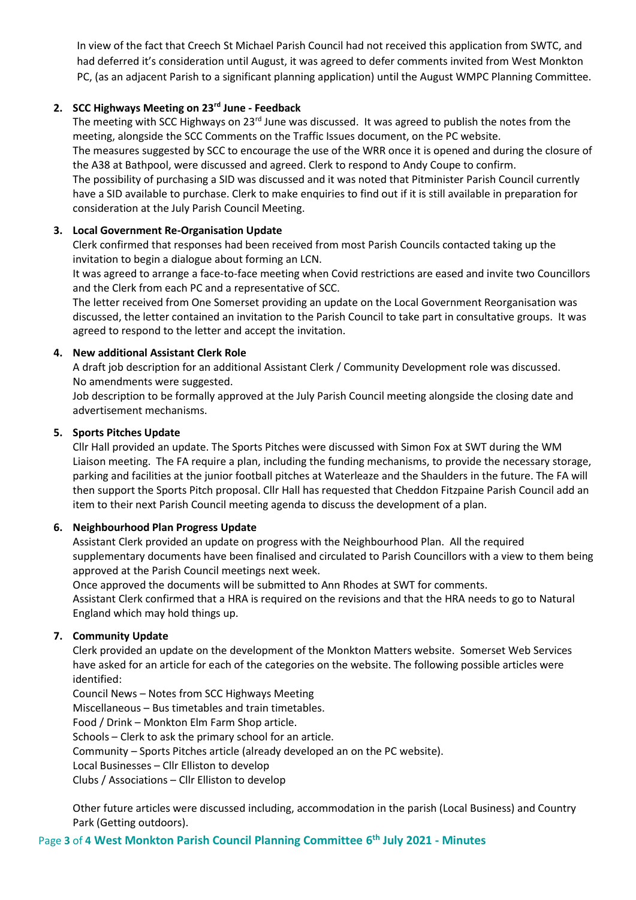In view of the fact that Creech St Michael Parish Council had not received this application from SWTC, and had deferred it's consideration until August, it was agreed to defer comments invited from West Monkton PC, (as an adjacent Parish to a significant planning application) until the August WMPC Planning Committee.

**2. SCC Highways Meeting on 23rd June - Feedback**

The meeting with SCC Highways on 23rd June was discussed. It was agreed to publish the notes from the meeting, alongside the SCC Comments on the Traffic Issues document, on the PC website.

The measures suggested by SCC to encourage the use of the WRR once it is opened and during the closure of the A38 at Bathpool, were discussed and agreed. Clerk to respond to Andy Coupe to confirm.

The possibility of purchasing a SID was discussed and it was noted that Pitminister Parish Council currently have a SID available to purchase. Clerk to make enquiries to find out if it is still available in preparation for consideration at the July Parish Council Meeting.

**3. Local Government Re-Organisation Update**

Clerk confirmed that responses had been received from most Parish Councils contacted taking up the invitation to begin a dialogue about forming an LCN.

It was agreed to arrange a face-to-face meeting when Covid restrictions are eased and invite two Councillors and the Clerk from each PC and a representative of SCC.

The letter received from One Somerset providing an update on the Local Government Reorganisation was discussed, the letter contained an invitation to the Parish Council to take part in consultative groups. It was agreed to respond to the letter and accept the invitation.

**4. New additional Assistant Clerk Role**

A draft job description for an additional Assistant Clerk / Community Development role was discussed. No amendments were suggested.

Job description to be formally approved at the July Parish Council meeting alongside the closing date and advertisement mechanisms.

**5. Sports Pitches Update**

Cllr Hall provided an update. The Sports Pitches were discussed with Simon Fox at SWT during the WM Liaison meeting. The FA require a plan, including the funding mechanisms, to provide the necessary storage, parking and facilities at the junior football pitches at Waterleaze and the Shaulders in the future. The FA will then support the Sports Pitch proposal. Cllr Hall has requested that Cheddon Fitzpaine Parish Council add an item to their next Parish Council meeting agenda to discuss the development of a plan.

**6. Neighbourhood Plan Progress Update**

Assistant Clerk provided an update on progress with the Neighbourhood Plan. All the required supplementary documents have been finalised and circulated to Parish Councillors with a view to them being approved at the Parish Council meetings next week.

Once approved the documents will be submitted to Ann Rhodes at SWT for comments.

Assistant Clerk confirmed that a HRA is required on the revisions and that the HRA needs to go to Natural England which may hold things up.

**7. Community Update**

Clerk provided an update on the development of the Monkton Matters website. Somerset Web Services have asked for an article for each of the categories on the website. The following possible articles were identified:

Council News – Notes from SCC Highways Meeting
Miscellaneous – Bus timetables and train timetables.
Food / Drink – Monkton Elm Farm Shop article.
Schools – Clerk to ask the primary school for an article.
Community – Sports Pitches article (already developed an on the PC website).
Local Businesses – Cllr Elliston to develop
Clubs / Associations – Cllr Elliston to develop

Other future articles were discussed including, accommodation in the parish (Local Business) and Country Park (Getting outdoors).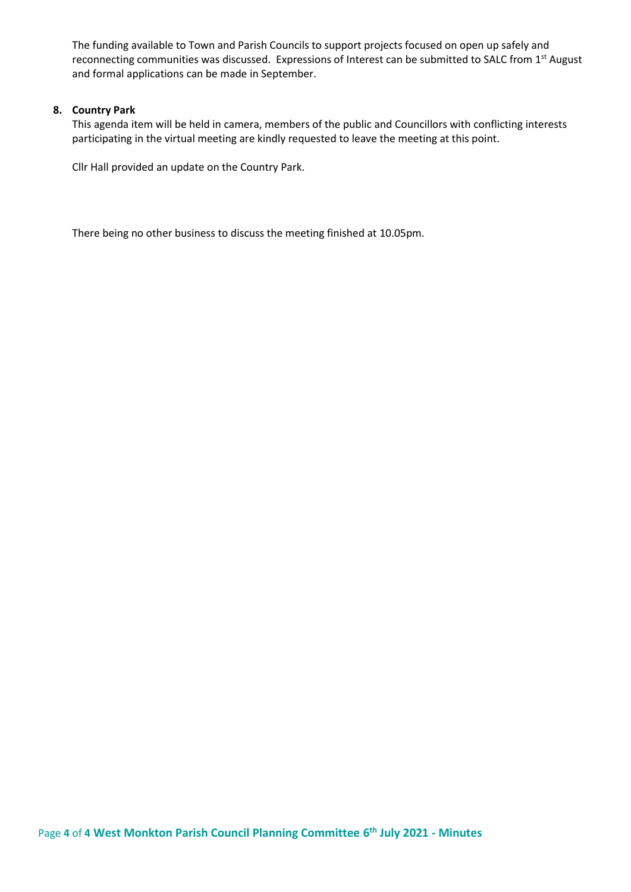The funding available to Town and Parish Councils to support projects focused on open up safely and reconnecting communities was discussed. Expressions of Interest can be submitted to SALC from 1st August and formal applications can be made in September.

**8. Country Park**

This agenda item will be held in camera, members of the public and Councillors with conflicting interests participating in the virtual meeting are kindly requested to leave the meeting at this point.

Cllr Hall provided an update on the Country Park.

There being no other business to discuss the meeting finished at 10.05pm.